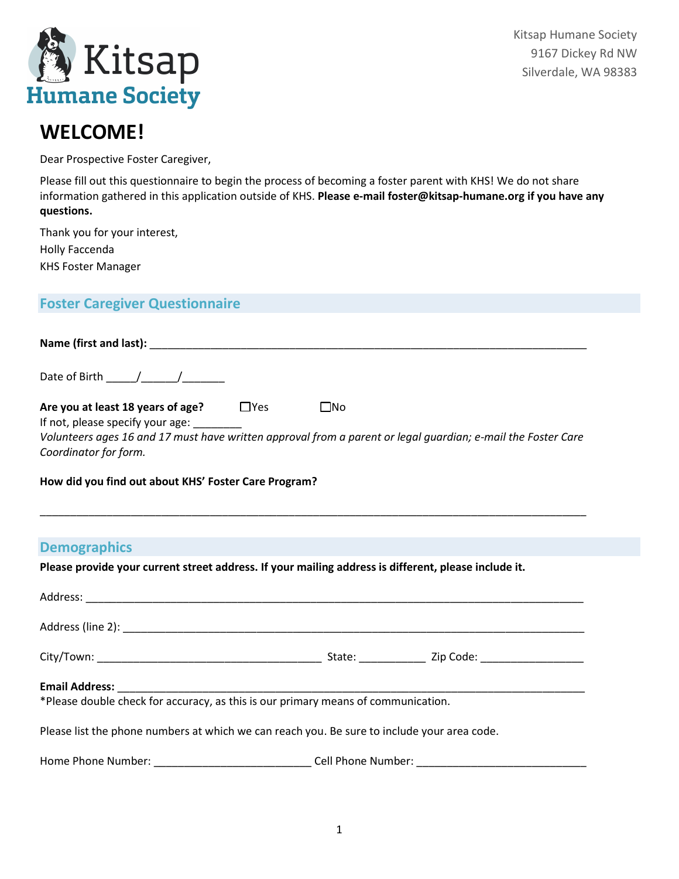Kitsap Humane Society
9167 Dickey Rd NW
Silverdale, WA 98383

# WELCOME!

Dear Prospective Foster Caregiver,

Please fill out this questionnaire to begin the process of becoming a foster parent with KHS! We do not share information gathered in this application outside of KHS. **Please e-mail foster@kitsap-humane.org if you have any questions.**

Thank you for your interest,
Holly Faccenda
KHS Foster Manager

## Foster Caregiver Questionnaire

**Name (first and last):** ___________________________________________________________________________

Date of Birth _____/______/_______

**Are you at least 18 years of age?** ☐Yes ☐No
If not, please specify your age: ________
*Volunteers ages 16 and 17 must have written approval from a parent or legal guardian; e-mail the Foster Care Coordinator for form.*

**How did you find out about KHS' Foster Care Program?**

_____________________________________________________________________________________________

## Demographics

**Please provide your current street address. If your mailing address is different, please include it.**

Address: ______________________________________________________________________________________

Address (line 2): _______________________________________________________________________________

City/Town: ______________________________________ State: ___________ Zip Code: _________________

**Email Address:** _______________________________________________________________________________
*Please double check for accuracy, as this is our primary means of communication.

Please list the phone numbers at which we can reach you. Be sure to include your area code.

Home Phone Number: __________________________ Cell Phone Number: ____________________________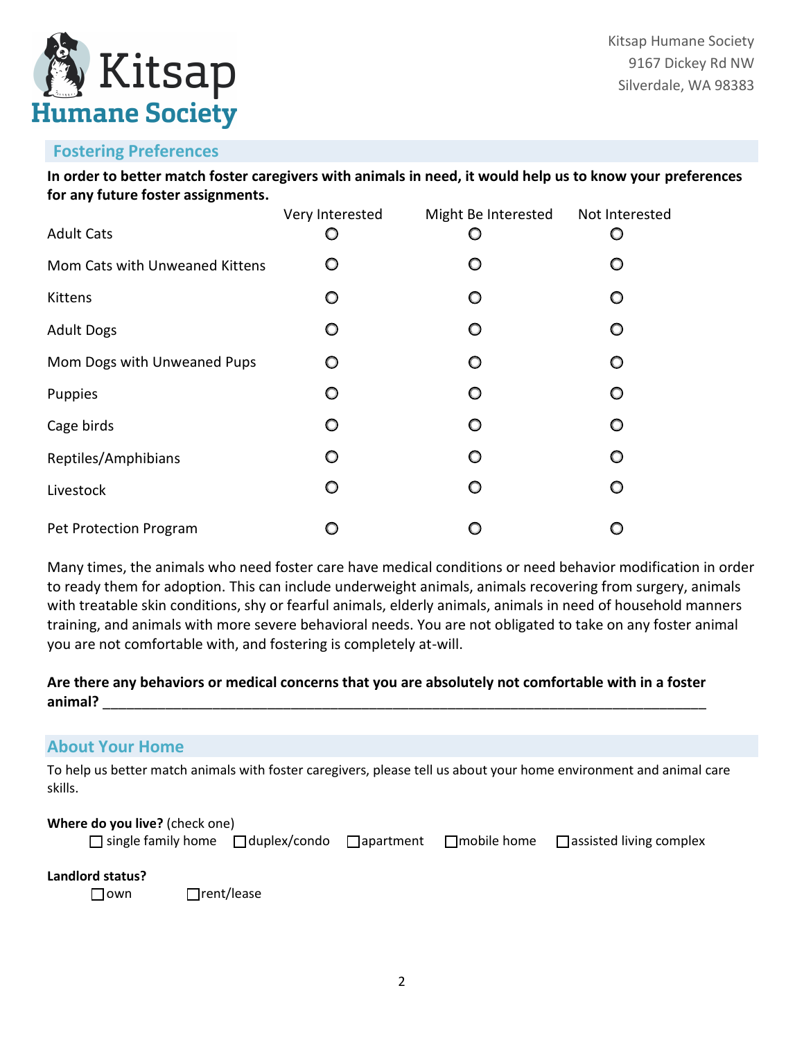Kitsap Humane Society
9167 Dickey Rd NW
Silverdale, WA 98383

## Fostering Preferences

**In order to better match foster caregivers with animals in need, it would help us to know your preferences for any future foster assignments.**

| | Very Interested | Might Be Interested | Not Interested |
|---|---|---|---|
| Adult Cats | ○ | ○ | ○ |
| Mom Cats with Unweaned Kittens | ○ | ○ | ○ |
| Kittens | ○ | ○ | ○ |
| Adult Dogs | ○ | ○ | ○ |
| Mom Dogs with Unweaned Pups | ○ | ○ | ○ |
| Puppies | ○ | ○ | ○ |
| Cage birds | ○ | ○ | ○ |
| Reptiles/Amphibians | ○ | ○ | ○ |
| Livestock | ○ | ○ | ○ |
| Pet Protection Program | ○ | ○ | ○ |

Many times, the animals who need foster care have medical conditions or need behavior modification in order to ready them for adoption. This can include underweight animals, animals recovering from surgery, animals with treatable skin conditions, shy or fearful animals, elderly animals, animals in need of household manners training, and animals with more severe behavioral needs. You are not obligated to take on any foster animal you are not comfortable with, and fostering is completely at-will.

**Are there any behaviors or medical concerns that you are absolutely not comfortable with in a foster animal?** ______________________________________________________________________________

## About Your Home

To help us better match animals with foster caregivers, please tell us about your home environment and animal care skills.

**Where do you live?** (check one)

☐ single family home ☐ duplex/condo ☐ apartment ☐ mobile home ☐ assisted living complex

**Landlord status?**

☐ own ☐ rent/lease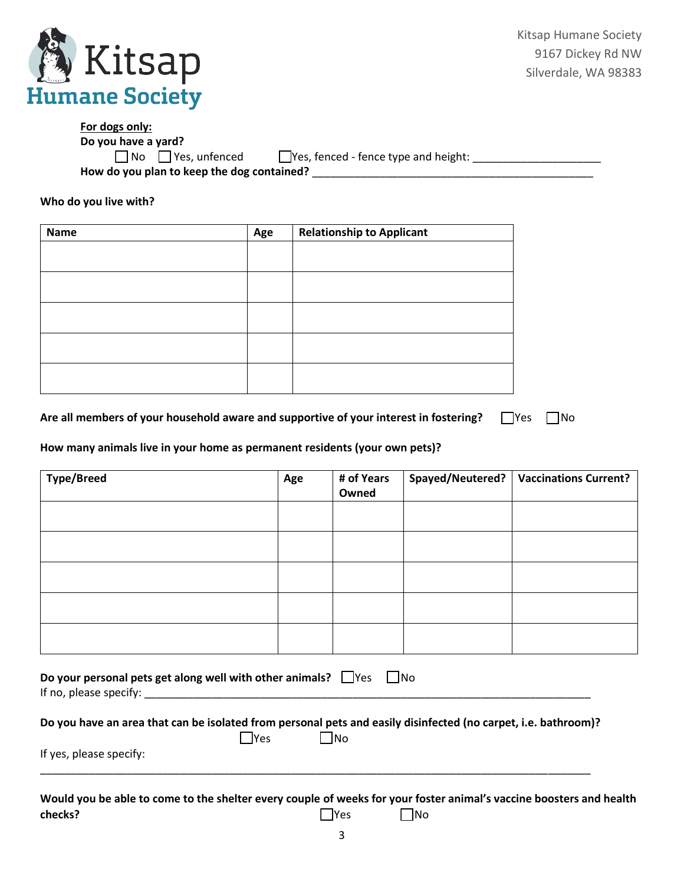Kitsap Humane Society
9167 Dickey Rd NW
Silverdale, WA 98383

**For dogs only:**

**Do you have a yard?**

☐ No ☐ Yes, unfenced ☐ Yes, fenced - fence type and height: ____________________

**How do you plan to keep the dog contained?** ____________________________________________

**Who do you live with?**

| Name | Age | Relationship to Applicant |
|---|---|---|
| | | |
| | | |
| | | |
| | | |
| | | |

**Are all members of your household aware and supportive of your interest in fostering?** ☐ Yes ☐ No

**How many animals live in your home as permanent residents (your own pets)?**

| Type/Breed | Age | # of Years Owned | Spayed/Neutered? | Vaccinations Current? |
|---|---|---|---|---|
| | | | | |
| | | | | |
| | | | | |
| | | | | |
| | | | | |

**Do your personal pets get along well with other animals?** ☐ Yes ☐ No

If no, please specify: ____________________________________________________________________

**Do you have an area that can be isolated from personal pets and easily disinfected (no carpet, i.e. bathroom)?**

☐ Yes ☐ No

If yes, please specify:

________________________________________________________________________________________

**Would you be able to come to the shelter every couple of weeks for your foster animal's vaccine boosters and health checks?** ☐ Yes ☐ No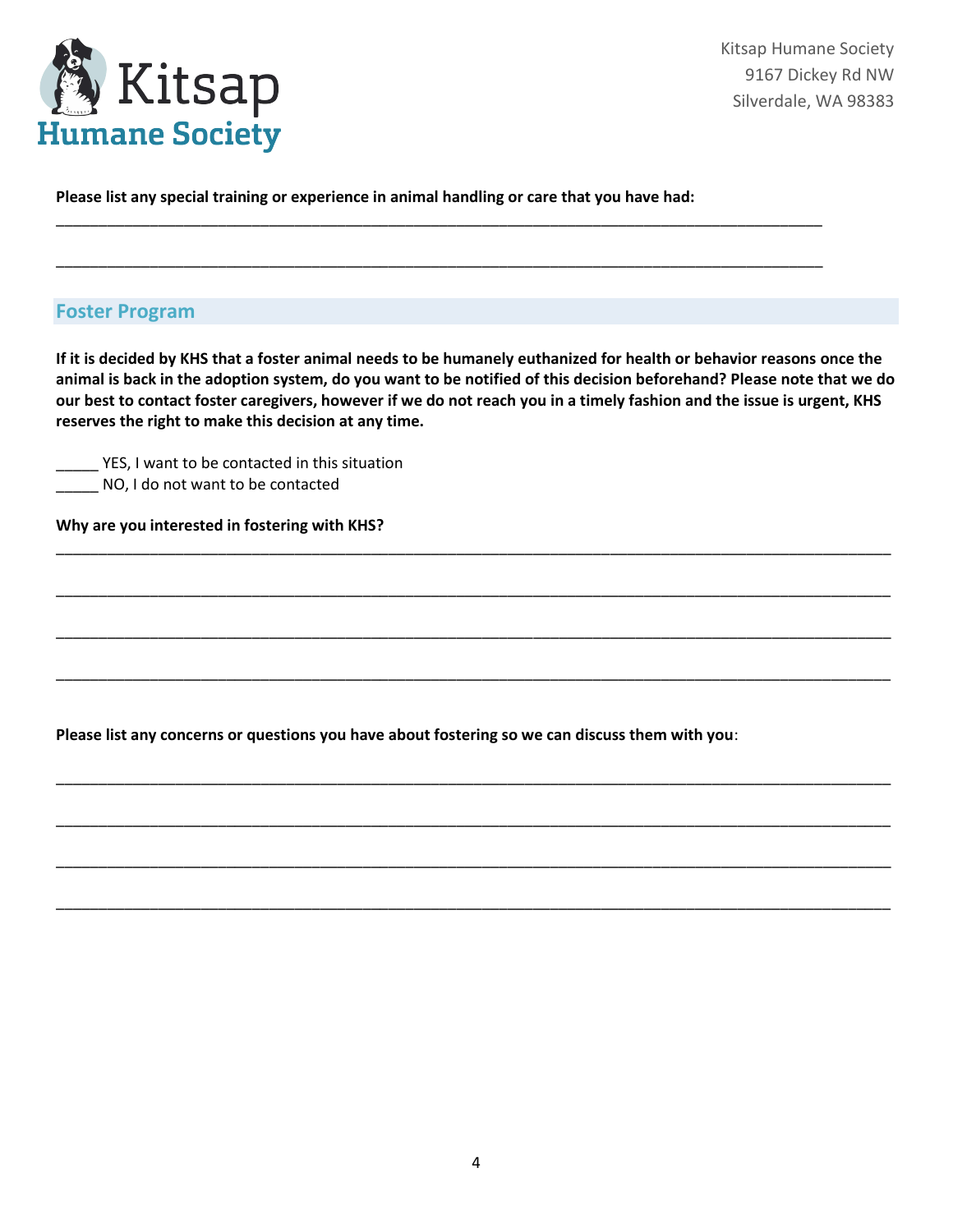Kitsap Humane Society
9167 Dickey Rd NW
Silverdale, WA 98383

**Please list any special training or experience in animal handling or care that you have had:**

_______________________________________________________________________________________

_______________________________________________________________________________________

## Foster Program

**If it is decided by KHS that a foster animal needs to be humanely euthanized for health or behavior reasons once the animal is back in the adoption system, do you want to be notified of this decision beforehand? Please note that we do our best to contact foster caregivers, however if we do not reach you in a timely fashion and the issue is urgent, KHS reserves the right to make this decision at any time.**

_____ YES, I want to be contacted in this situation
_____ NO, I do not want to be contacted

**Why are you interested in fostering with KHS?**

_______________________________________________________________________________________

_______________________________________________________________________________________

_______________________________________________________________________________________

_______________________________________________________________________________________

**Please list any concerns or questions you have about fostering so we can discuss them with you**:

_______________________________________________________________________________________

_______________________________________________________________________________________

_______________________________________________________________________________________

_______________________________________________________________________________________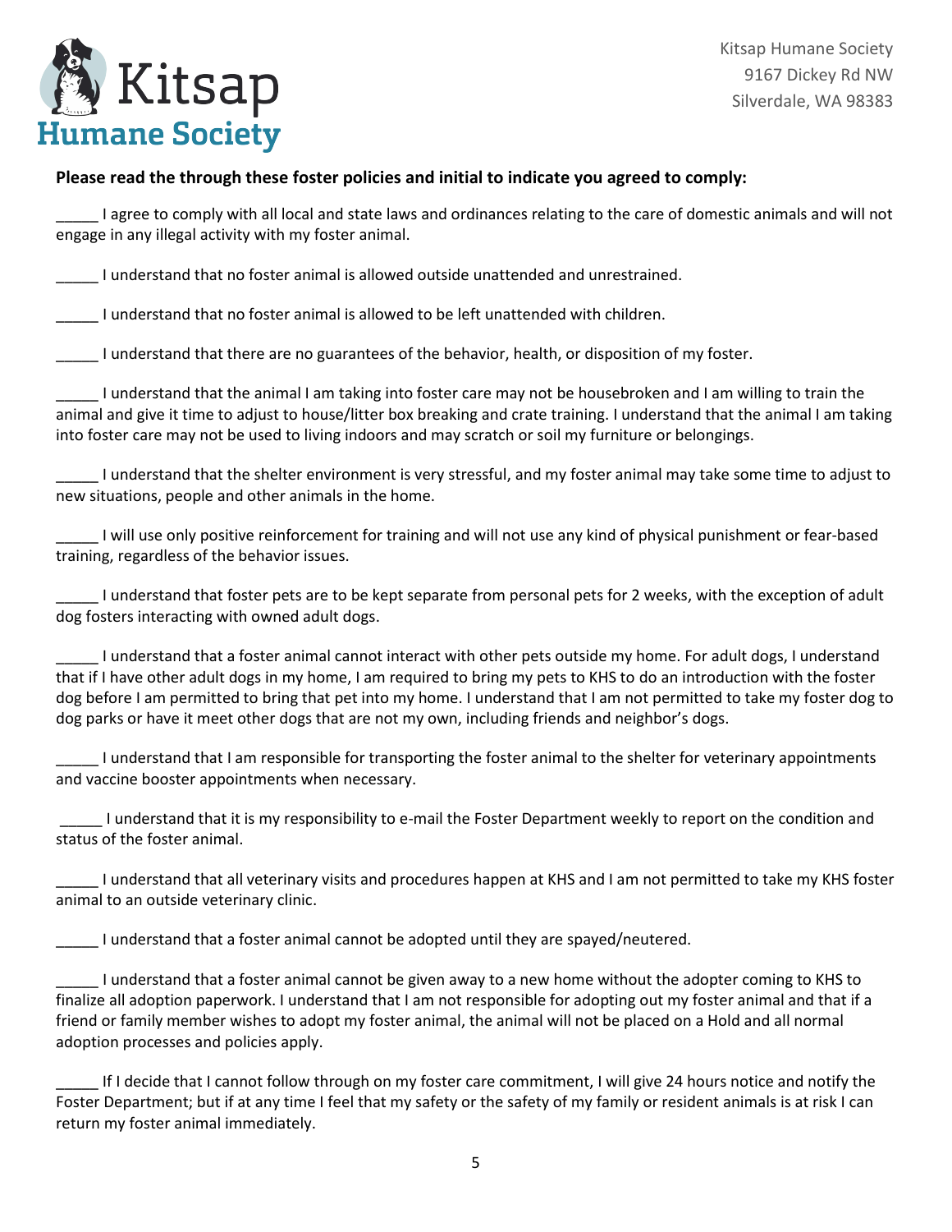Kitsap Humane Society
9167 Dickey Rd NW
Silverdale, WA 98383

**Please read the through these foster policies and initial to indicate you agreed to comply:**

_____ I agree to comply with all local and state laws and ordinances relating to the care of domestic animals and will not engage in any illegal activity with my foster animal.

_____ I understand that no foster animal is allowed outside unattended and unrestrained.

_____ I understand that no foster animal is allowed to be left unattended with children.

_____ I understand that there are no guarantees of the behavior, health, or disposition of my foster.

_____ I understand that the animal I am taking into foster care may not be housebroken and I am willing to train the animal and give it time to adjust to house/litter box breaking and crate training. I understand that the animal I am taking into foster care may not be used to living indoors and may scratch or soil my furniture or belongings.

_____ I understand that the shelter environment is very stressful, and my foster animal may take some time to adjust to new situations, people and other animals in the home.

_____ I will use only positive reinforcement for training and will not use any kind of physical punishment or fear-based training, regardless of the behavior issues.

_____ I understand that foster pets are to be kept separate from personal pets for 2 weeks, with the exception of adult dog fosters interacting with owned adult dogs.

_____ I understand that a foster animal cannot interact with other pets outside my home. For adult dogs, I understand that if I have other adult dogs in my home, I am required to bring my pets to KHS to do an introduction with the foster dog before I am permitted to bring that pet into my home. I understand that I am not permitted to take my foster dog to dog parks or have it meet other dogs that are not my own, including friends and neighbor's dogs.

_____ I understand that I am responsible for transporting the foster animal to the shelter for veterinary appointments and vaccine booster appointments when necessary.

_____ I understand that it is my responsibility to e-mail the Foster Department weekly to report on the condition and status of the foster animal.

_____ I understand that all veterinary visits and procedures happen at KHS and I am not permitted to take my KHS foster animal to an outside veterinary clinic.

_____ I understand that a foster animal cannot be adopted until they are spayed/neutered.

_____ I understand that a foster animal cannot be given away to a new home without the adopter coming to KHS to finalize all adoption paperwork. I understand that I am not responsible for adopting out my foster animal and that if a friend or family member wishes to adopt my foster animal, the animal will not be placed on a Hold and all normal adoption processes and policies apply.

_____ If I decide that I cannot follow through on my foster care commitment, I will give 24 hours notice and notify the Foster Department; but if at any time I feel that my safety or the safety of my family or resident animals is at risk I can return my foster animal immediately.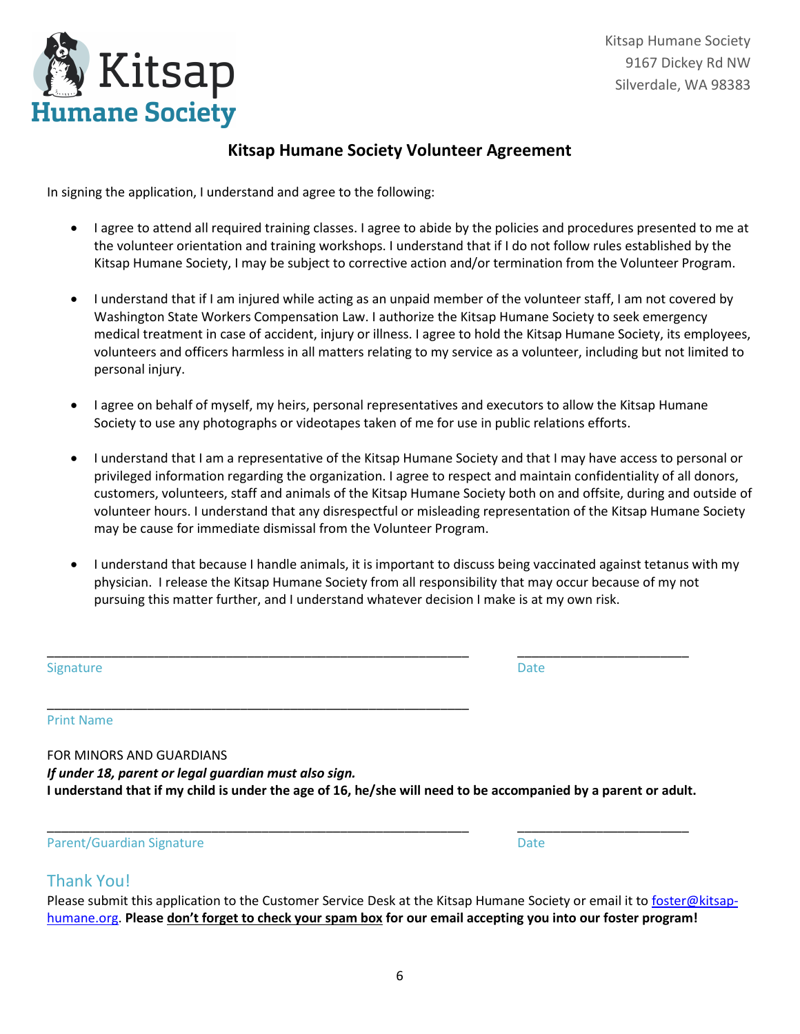Kitsap Humane Society
9167 Dickey Rd NW
Silverdale, WA 98383

# Kitsap Humane Society Volunteer Agreement

In signing the application, I understand and agree to the following:

- I agree to attend all required training classes. I agree to abide by the policies and procedures presented to me at the volunteer orientation and training workshops. I understand that if I do not follow rules established by the Kitsap Humane Society, I may be subject to corrective action and/or termination from the Volunteer Program.
- I understand that if I am injured while acting as an unpaid member of the volunteer staff, I am not covered by Washington State Workers Compensation Law. I authorize the Kitsap Humane Society to seek emergency medical treatment in case of accident, injury or illness. I agree to hold the Kitsap Humane Society, its employees, volunteers and officers harmless in all matters relating to my service as a volunteer, including but not limited to personal injury.
- I agree on behalf of myself, my heirs, personal representatives and executors to allow the Kitsap Humane Society to use any photographs or videotapes taken of me for use in public relations efforts.
- I understand that I am a representative of the Kitsap Humane Society and that I may have access to personal or privileged information regarding the organization. I agree to respect and maintain confidentiality of all donors, customers, volunteers, staff and animals of the Kitsap Humane Society both on and offsite, during and outside of volunteer hours. I understand that any disrespectful or misleading representation of the Kitsap Humane Society may be cause for immediate dismissal from the Volunteer Program.
- I understand that because I handle animals, it is important to discuss being vaccinated against tetanus with my physician. I release the Kitsap Humane Society from all responsibility that may occur because of my not pursuing this matter further, and I understand whatever decision I make is at my own risk.

\_\_\_\_\_\_\_\_\_\_\_\_\_\_\_\_\_\_\_\_\_\_\_\_\_\_\_\_\_\_\_\_\_\_\_\_\_\_\_\_\_\_\_\_\_\_\_\_\_\_\_\_ \_\_\_\_\_\_\_\_\_\_\_\_\_\_\_\_\_\_\_\_\_\_
Signature Date

\_\_\_\_\_\_\_\_\_\_\_\_\_\_\_\_\_\_\_\_\_\_\_\_\_\_\_\_\_\_\_\_\_\_\_\_\_\_\_\_\_\_\_\_\_\_\_\_\_\_\_\_
Print Name

FOR MINORS AND GUARDIANS
***If under 18, parent or legal guardian must also sign.***
**I understand that if my child is under the age of 16, he/she will need to be accompanied by a parent or adult.**

\_\_\_\_\_\_\_\_\_\_\_\_\_\_\_\_\_\_\_\_\_\_\_\_\_\_\_\_\_\_\_\_\_\_\_\_\_\_\_\_\_\_\_\_\_\_\_\_\_\_\_\_ \_\_\_\_\_\_\_\_\_\_\_\_\_\_\_\_\_\_\_\_\_\_
Parent/Guardian Signature Date

## Thank You!

Please submit this application to the Customer Service Desk at the Kitsap Humane Society or email it to [foster@kitsap-humane.org](mailto:foster@kitsap-humane.org). **Please <u>don't forget to check your spam box</u> for our email accepting you into our foster program!**